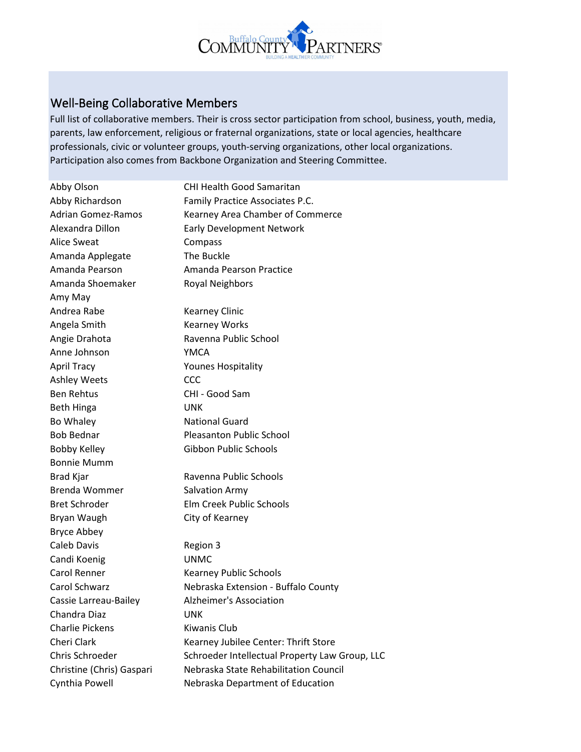## Well-Being Collaborative Members

Full list of collaborative members. Their is cross sector participation from school, business, youth, media, parents, law enforcement, religious or fraternal organizations, state or local agencies, healthcare professionals, civic or volunteer groups, youth-serving organizations, other local organizations. Participation also comes from Backbone Organization and Steering Committee.

| | |
|---|---|
| Abby Olson | CHI Health Good Samaritan |
| Abby Richardson | Family Practice Associates P.C. |
| Adrian Gomez-Ramos | Kearney Area Chamber of Commerce |
| Alexandra Dillon | Early Development Network |
| Alice Sweat | Compass |
| Amanda Applegate | The Buckle |
| Amanda Pearson | Amanda Pearson Practice |
| Amanda Shoemaker | Royal Neighbors |
| Amy May | |
| Andrea Rabe | Kearney Clinic |
| Angela Smith | Kearney Works |
| Angie Drahota | Ravenna Public School |
| Anne Johnson | YMCA |
| April Tracy | Younes Hospitality |
| Ashley Weets | CCC |
| Ben Rehtus | CHI - Good Sam |
| Beth Hinga | UNK |
| Bo Whaley | National Guard |
| Bob Bednar | Pleasanton Public School |
| Bobby Kelley | Gibbon Public Schools |
| Bonnie Mumm | |
| Brad Kjar | Ravenna Public Schools |
| Brenda Wommer | Salvation Army |
| Bret Schroder | Elm Creek Public Schools |
| Bryan Waugh | City of Kearney |
| Bryce Abbey | |
| Caleb Davis | Region 3 |
| Candi Koenig | UNMC |
| Carol Renner | Kearney Public Schools |
| Carol Schwarz | Nebraska Extension - Buffalo County |
| Cassie Larreau-Bailey | Alzheimer's Association |
| Chandra Diaz | UNK |
| Charlie Pickens | Kiwanis Club |
| Cheri Clark | Kearney Jubilee Center: Thrift Store |
| Chris Schroeder | Schroeder Intellectual Property Law Group, LLC |
| Christine (Chris) Gaspari | Nebraska State Rehabilitation Council |
| Cynthia Powell | Nebraska Department of Education |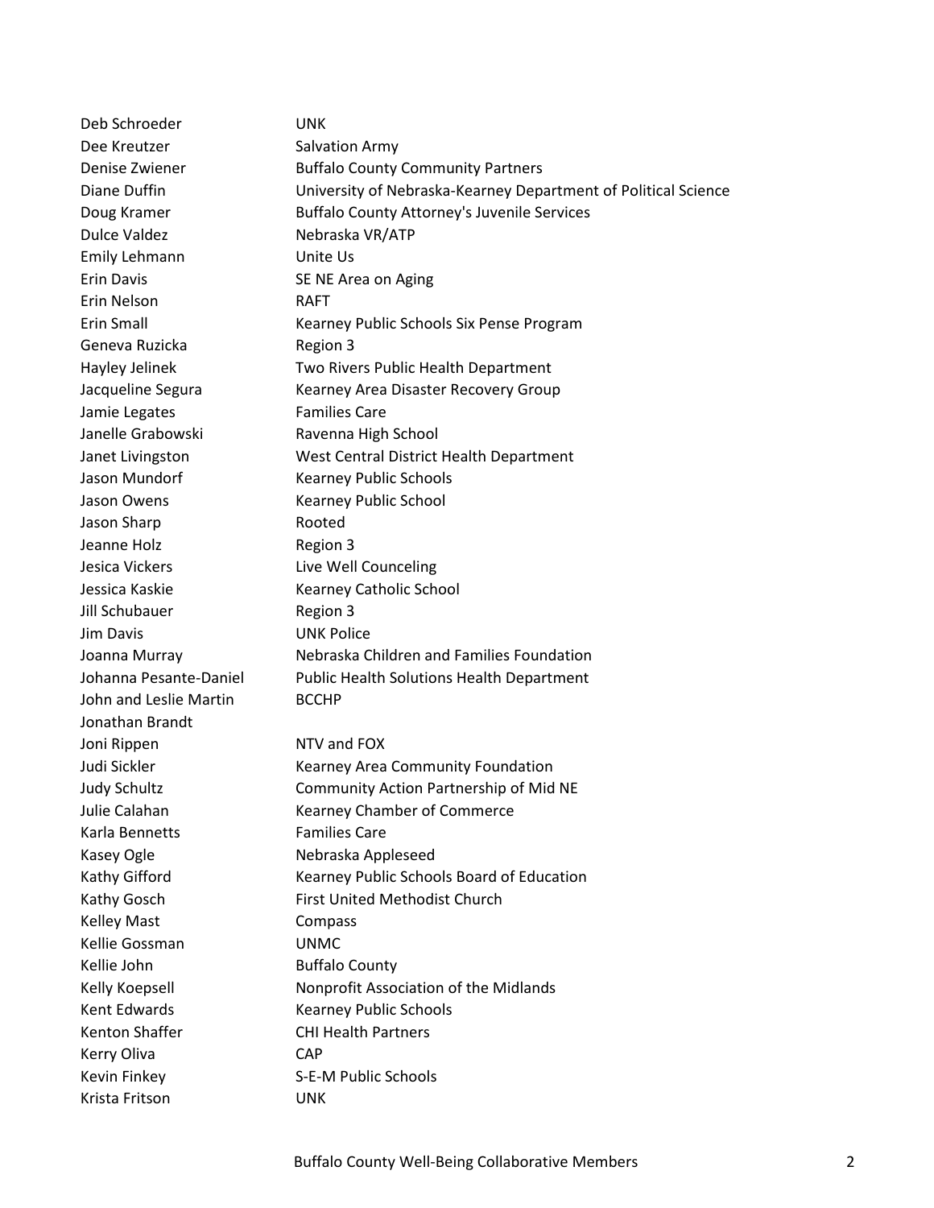| | |
|---|---|
| Deb Schroeder | UNK |
| Dee Kreutzer | Salvation Army |
| Denise Zwiener | Buffalo County Community Partners |
| Diane Duffin | University of Nebraska-Kearney Department of Political Science |
| Doug Kramer | Buffalo County Attorney's Juvenile Services |
| Dulce Valdez | Nebraska VR/ATP |
| Emily Lehmann | Unite Us |
| Erin Davis | SE NE Area on Aging |
| Erin Nelson | RAFT |
| Erin Small | Kearney Public Schools Six Pense Program |
| Geneva Ruzicka | Region 3 |
| Hayley Jelinek | Two Rivers Public Health Department |
| Jacqueline Segura | Kearney Area Disaster Recovery Group |
| Jamie Legates | Families Care |
| Janelle Grabowski | Ravenna High School |
| Janet Livingston | West Central District Health Department |
| Jason Mundorf | Kearney Public Schools |
| Jason Owens | Kearney Public School |
| Jason Sharp | Rooted |
| Jeanne Holz | Region 3 |
| Jesica Vickers | Live Well Counceling |
| Jessica Kaskie | Kearney Catholic School |
| Jill Schubauer | Region 3 |
| Jim Davis | UNK Police |
| Joanna Murray | Nebraska Children and Families Foundation |
| Johanna Pesante-Daniel | Public Health Solutions Health Department |
| John and Leslie Martin | BCCHP |
| Jonathan Brandt | |
| Joni Rippen | NTV and FOX |
| Judi Sickler | Kearney Area Community Foundation |
| Judy Schultz | Community Action Partnership of Mid NE |
| Julie Calahan | Kearney Chamber of Commerce |
| Karla Bennetts | Families Care |
| Kasey Ogle | Nebraska Appleseed |
| Kathy Gifford | Kearney Public Schools Board of Education |
| Kathy Gosch | First United Methodist Church |
| Kelley Mast | Compass |
| Kellie Gossman | UNMC |
| Kellie John | Buffalo County |
| Kelly Koepsell | Nonprofit Association of the Midlands |
| Kent Edwards | Kearney Public Schools |
| Kenton Shaffer | CHI Health Partners |
| Kerry Oliva | CAP |
| Kevin Finkey | S-E-M Public Schools |
| Krista Fritson | UNK |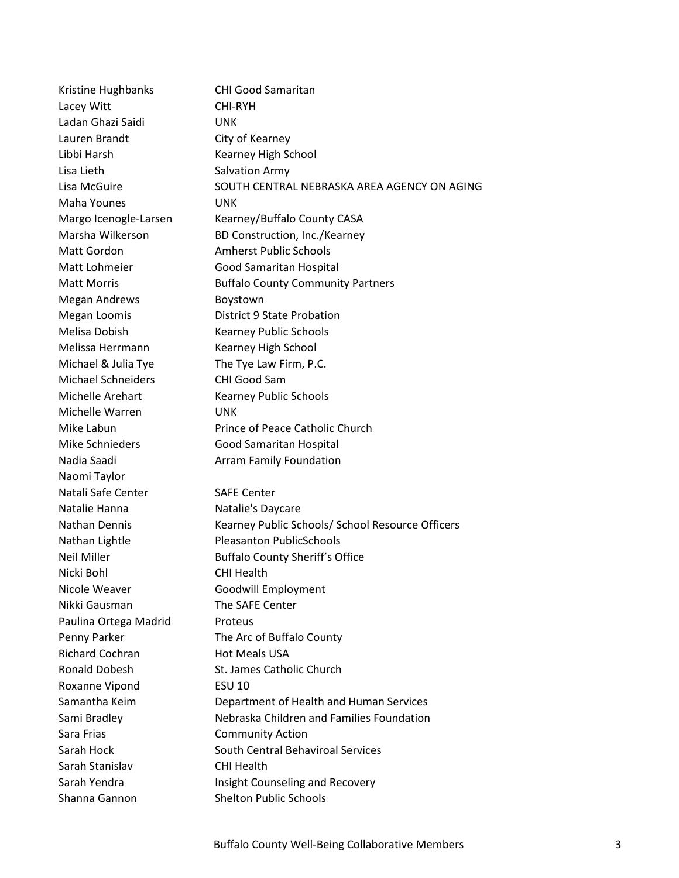| | |
|---|---|
| Kristine Hughbanks | CHI Good Samaritan |
| Lacey Witt | CHI-RYH |
| Ladan Ghazi Saidi | UNK |
| Lauren Brandt | City of Kearney |
| Libbi Harsh | Kearney High School |
| Lisa Lieth | Salvation Army |
| Lisa McGuire | SOUTH CENTRAL NEBRASKA AREA AGENCY ON AGING |
| Maha Younes | UNK |
| Margo Icenogle-Larsen | Kearney/Buffalo County CASA |
| Marsha Wilkerson | BD Construction, Inc./Kearney |
| Matt Gordon | Amherst Public Schools |
| Matt Lohmeier | Good Samaritan Hospital |
| Matt Morris | Buffalo County Community Partners |
| Megan Andrews | Boystown |
| Megan Loomis | District 9 State Probation |
| Melisa Dobish | Kearney Public Schools |
| Melissa Herrmann | Kearney High School |
| Michael & Julia Tye | The Tye Law Firm, P.C. |
| Michael Schneiders | CHI Good Sam |
| Michelle Arehart | Kearney Public Schools |
| Michelle Warren | UNK |
| Mike Labun | Prince of Peace Catholic Church |
| Mike Schnieders | Good Samaritan Hospital |
| Nadia Saadi | Arram Family Foundation |
| Naomi Taylor | |
| Natali Safe Center | SAFE Center |
| Natalie Hanna | Natalie's Daycare |
| Nathan Dennis | Kearney Public Schools/ School Resource Officers |
| Nathan Lightle | Pleasanton PublicSchools |
| Neil Miller | Buffalo County Sheriff's Office |
| Nicki Bohl | CHI Health |
| Nicole Weaver | Goodwill Employment |
| Nikki Gausman | The SAFE Center |
| Paulina Ortega Madrid | Proteus |
| Penny Parker | The Arc of Buffalo County |
| Richard Cochran | Hot Meals USA |
| Ronald Dobesh | St. James Catholic Church |
| Roxanne Vipond | ESU 10 |
| Samantha Keim | Department of Health and Human Services |
| Sami Bradley | Nebraska Children and Families Foundation |
| Sara Frias | Community Action |
| Sarah Hock | South Central Behaviroal Services |
| Sarah Stanislav | CHI Health |
| Sarah Yendra | Insight Counseling and Recovery |
| Shanna Gannon | Shelton Public Schools |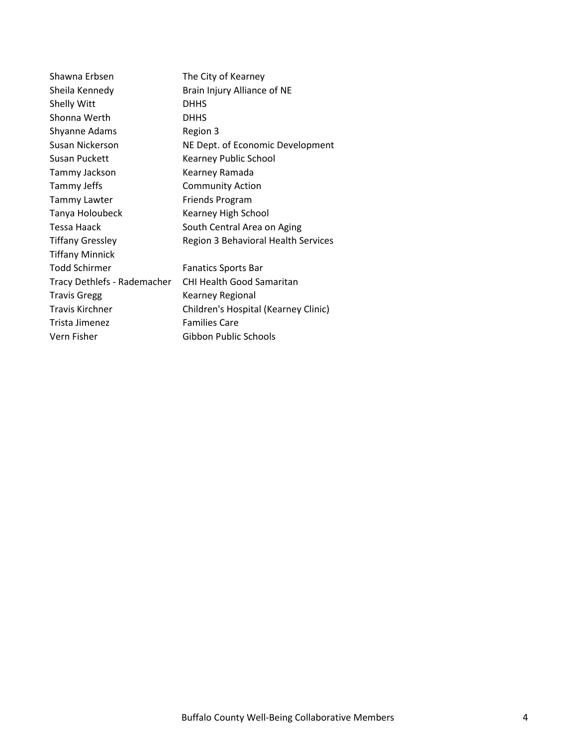| | |
|---|---|
| Shawna Erbsen | The City of Kearney |
| Sheila Kennedy | Brain Injury Alliance of NE |
| Shelly Witt | DHHS |
| Shonna Werth | DHHS |
| Shyanne Adams | Region 3 |
| Susan Nickerson | NE Dept. of Economic Development |
| Susan Puckett | Kearney Public School |
| Tammy Jackson | Kearney Ramada |
| Tammy Jeffs | Community Action |
| Tammy Lawter | Friends Program |
| Tanya Holoubeck | Kearney High School |
| Tessa Haack | South Central Area on Aging |
| Tiffany Gressley | Region 3 Behavioral Health Services |
| Tiffany Minnick | |
| Todd Schirmer | Fanatics Sports Bar |
| Tracy Dethlefs - Rademacher | CHI Health Good Samaritan |
| Travis Gregg | Kearney Regional |
| Travis Kirchner | Children's Hospital (Kearney Clinic) |
| Trista Jimenez | Families Care |
| Vern Fisher | Gibbon Public Schools |